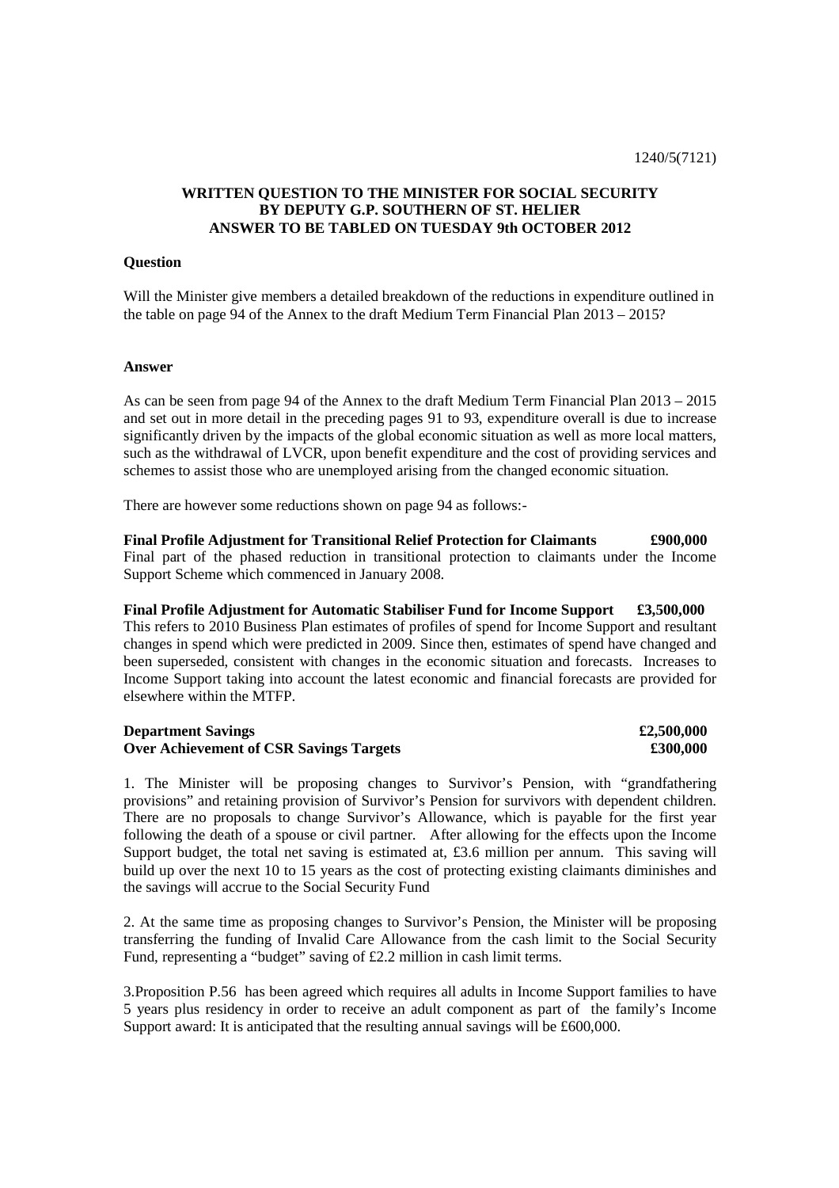1240/5(7121)

**WRITTEN QUESTION TO THE MINISTER FOR SOCIAL SECURITY**
**BY DEPUTY G.P. SOUTHERN OF ST. HELIER**
**ANSWER TO BE TABLED ON TUESDAY 9th OCTOBER 2012**

**Question**

Will the Minister give members a detailed breakdown of the reductions in expenditure outlined in the table on page 94 of the Annex to the draft Medium Term Financial Plan 2013 – 2015?

**Answer**

As can be seen from page 94 of the Annex to the draft Medium Term Financial Plan 2013 – 2015 and set out in more detail in the preceding pages 91 to 93, expenditure overall is due to increase significantly driven by the impacts of the global economic situation as well as more local matters, such as the withdrawal of LVCR, upon benefit expenditure and the cost of providing services and schemes to assist those who are unemployed arising from the changed economic situation.

There are however some reductions shown on page 94 as follows:-

**Final Profile Adjustment for Transitional Relief Protection for Claimants £900,000**
Final part of the phased reduction in transitional protection to claimants under the Income Support Scheme which commenced in January 2008.

**Final Profile Adjustment for Automatic Stabiliser Fund for Income Support £3,500,000**
This refers to 2010 Business Plan estimates of profiles of spend for Income Support and resultant changes in spend which were predicted in 2009. Since then, estimates of spend have changed and been superseded, consistent with changes in the economic situation and forecasts. Increases to Income Support taking into account the latest economic and financial forecasts are provided for elsewhere within the MTFP.

**Department Savings £2,500,000**
**Over Achievement of CSR Savings Targets £300,000**

1. The Minister will be proposing changes to Survivor's Pension, with "grandfathering provisions" and retaining provision of Survivor's Pension for survivors with dependent children. There are no proposals to change Survivor's Allowance, which is payable for the first year following the death of a spouse or civil partner. After allowing for the effects upon the Income Support budget, the total net saving is estimated at, £3.6 million per annum. This saving will build up over the next 10 to 15 years as the cost of protecting existing claimants diminishes and the savings will accrue to the Social Security Fund

2. At the same time as proposing changes to Survivor's Pension, the Minister will be proposing transferring the funding of Invalid Care Allowance from the cash limit to the Social Security Fund, representing a "budget" saving of £2.2 million in cash limit terms.

3.Proposition P.56 has been agreed which requires all adults in Income Support families to have 5 years plus residency in order to receive an adult component as part of the family's Income Support award: It is anticipated that the resulting annual savings will be £600,000.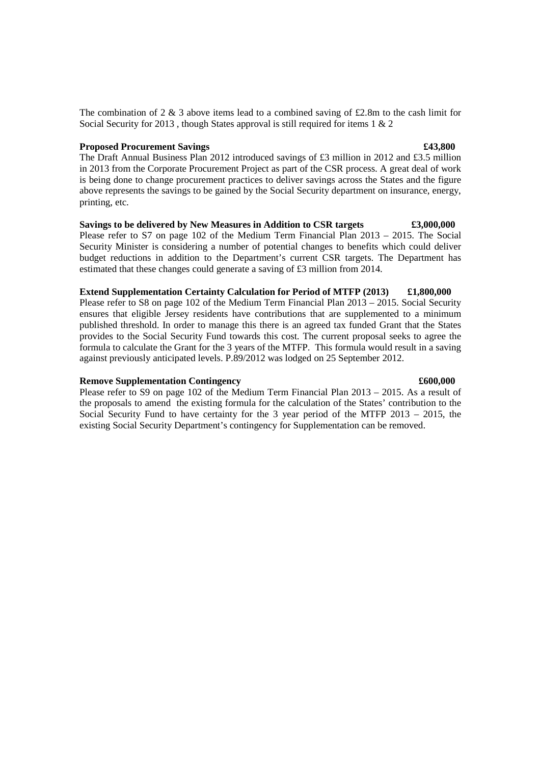The combination of 2 & 3 above items lead to a combined saving of £2.8m to the cash limit for Social Security for 2013 , though States approval is still required for items 1 & 2

**Proposed Procurement Savings** **£43,800**

The Draft Annual Business Plan 2012 introduced savings of £3 million in 2012 and £3.5 million in 2013 from the Corporate Procurement Project as part of the CSR process. A great deal of work is being done to change procurement practices to deliver savings across the States and the figure above represents the savings to be gained by the Social Security department on insurance, energy, printing, etc.

**Savings to be delivered by New Measures in Addition to CSR targets** **£3,000,000**

Please refer to S7 on page 102 of the Medium Term Financial Plan 2013 – 2015. The Social Security Minister is considering a number of potential changes to benefits which could deliver budget reductions in addition to the Department's current CSR targets. The Department has estimated that these changes could generate a saving of £3 million from 2014.

**Extend Supplementation Certainty Calculation for Period of MTFP (2013)** **£1,800,000**

Please refer to S8 on page 102 of the Medium Term Financial Plan 2013 – 2015. Social Security ensures that eligible Jersey residents have contributions that are supplemented to a minimum published threshold. In order to manage this there is an agreed tax funded Grant that the States provides to the Social Security Fund towards this cost. The current proposal seeks to agree the formula to calculate the Grant for the 3 years of the MTFP. This formula would result in a saving against previously anticipated levels. P.89/2012 was lodged on 25 September 2012.

**Remove Supplementation Contingency** **£600,000**

Please refer to S9 on page 102 of the Medium Term Financial Plan 2013 – 2015. As a result of the proposals to amend the existing formula for the calculation of the States' contribution to the Social Security Fund to have certainty for the 3 year period of the MTFP 2013 – 2015, the existing Social Security Department's contingency for Supplementation can be removed.